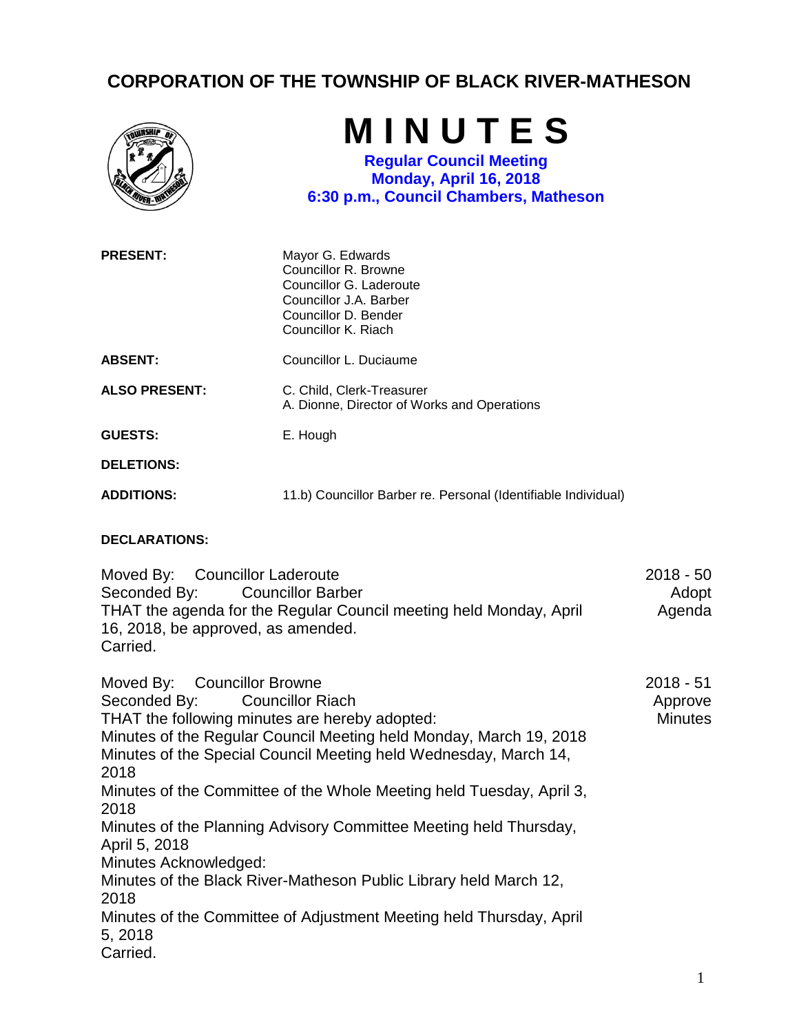# CORPORATION OF THE TOWNSHIP OF BLACK RIVER-MATHESON

# MINUTES

**Regular Council Meeting**
**Monday, April 16, 2018**
**6:30 p.m., Council Chambers, Matheson**

| | |
|---|---|
| **PRESENT:** | Mayor G. Edwards<br>Councillor R. Browne<br>Councillor G. Laderoute<br>Councillor J.A. Barber<br>Councillor D. Bender<br>Councillor K. Riach |
| **ABSENT:** | Councillor L. Duciaume |
| **ALSO PRESENT:** | C. Child, Clerk-Treasurer<br>A. Dionne, Director of Works and Operations |
| **GUESTS:** | E. Hough |
| **DELETIONS:** | |
| **ADDITIONS:** | 11.b) Councillor Barber re. Personal (Identifiable Individual) |

**DECLARATIONS:**

Moved By: Councillor Laderoute
Seconded By: Councillor Barber
THAT the agenda for the Regular Council meeting held Monday, April 16, 2018, be approved, as amended.
Carried.

2018 - 50
Adopt Agenda

Moved By: Councillor Browne
Seconded By: Councillor Riach
THAT the following minutes are hereby adopted:
Minutes of the Regular Council Meeting held Monday, March 19, 2018
Minutes of the Special Council Meeting held Wednesday, March 14, 2018
Minutes of the Committee of the Whole Meeting held Tuesday, April 3, 2018
Minutes of the Planning Advisory Committee Meeting held Thursday, April 5, 2018
Minutes Acknowledged:
Minutes of the Black River-Matheson Public Library held March 12, 2018
Minutes of the Committee of Adjustment Meeting held Thursday, April 5, 2018
Carried.

2018 - 51
Approve Minutes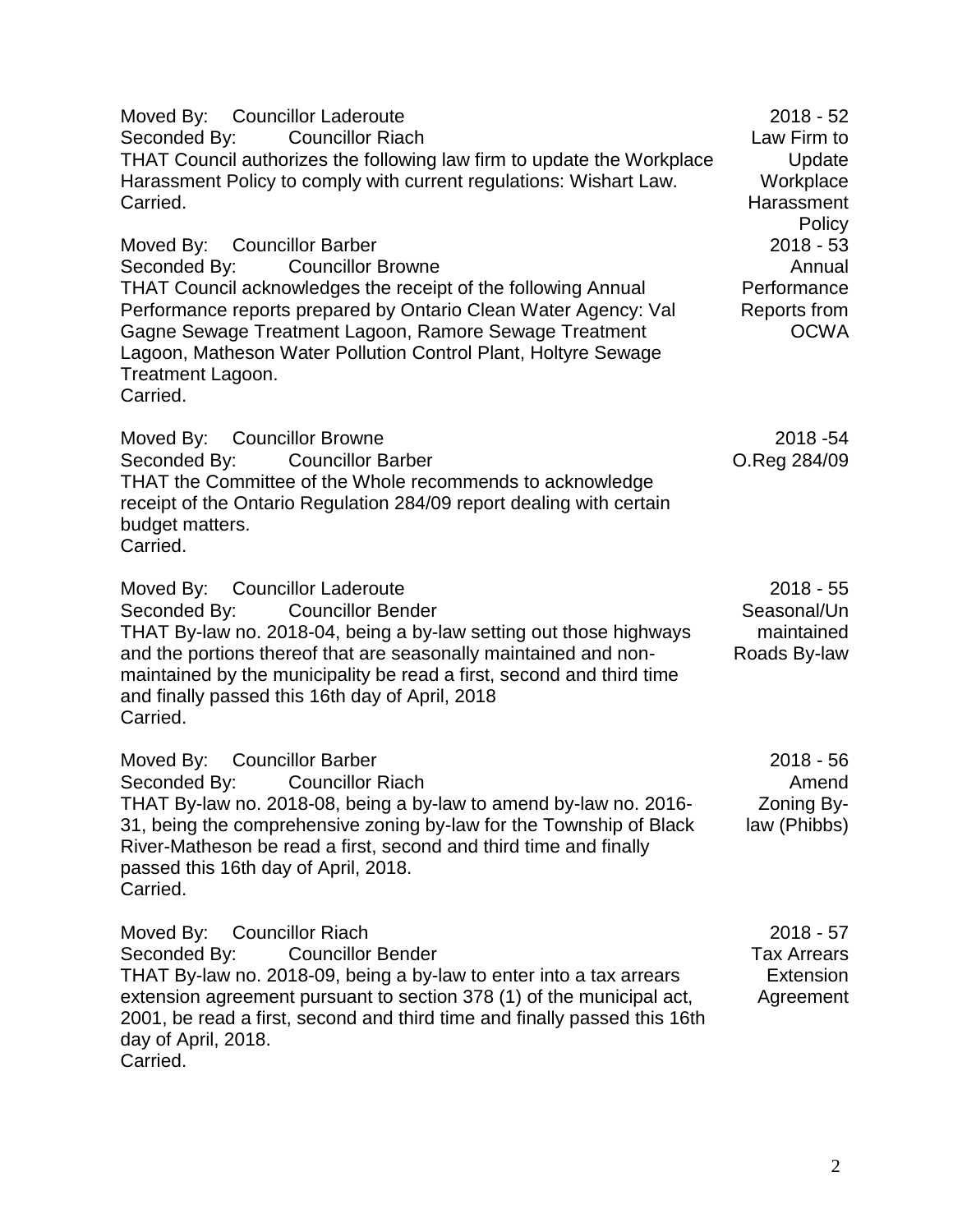Moved By: Councillor Laderoute
Seconded By: Councillor Riach
THAT Council authorizes the following law firm to update the Workplace Harassment Policy to comply with current regulations: Wishart Law.
Carried.

2018 - 52
Law Firm to Update Workplace Harassment Policy

Moved By: Councillor Barber
Seconded By: Councillor Browne
THAT Council acknowledges the receipt of the following Annual Performance reports prepared by Ontario Clean Water Agency: Val Gagne Sewage Treatment Lagoon, Ramore Sewage Treatment Lagoon, Matheson Water Pollution Control Plant, Holtyre Sewage Treatment Lagoon.
Carried.

2018 - 53
Annual Performance Reports from OCWA

Moved By: Councillor Browne
Seconded By: Councillor Barber
THAT the Committee of the Whole recommends to acknowledge receipt of the Ontario Regulation 284/09 report dealing with certain budget matters.
Carried.

2018 -54
O.Reg 284/09

Moved By: Councillor Laderoute
Seconded By: Councillor Bender
THAT By-law no. 2018-04, being a by-law setting out those highways and the portions thereof that are seasonally maintained and non-maintained by the municipality be read a first, second and third time and finally passed this 16th day of April, 2018
Carried.

2018 - 55
Seasonal/Unmaintained Roads By-law

Moved By: Councillor Barber
Seconded By: Councillor Riach
THAT By-law no. 2018-08, being a by-law to amend by-law no. 2016-31, being the comprehensive zoning by-law for the Township of Black River-Matheson be read a first, second and third time and finally passed this 16th day of April, 2018.
Carried.

2018 - 56
Amend Zoning By-law (Phibbs)

Moved By: Councillor Riach
Seconded By: Councillor Bender
THAT By-law no. 2018-09, being a by-law to enter into a tax arrears extension agreement pursuant to section 378 (1) of the municipal act, 2001, be read a first, second and third time and finally passed this 16th day of April, 2018.
Carried.

2018 - 57
Tax Arrears Extension Agreement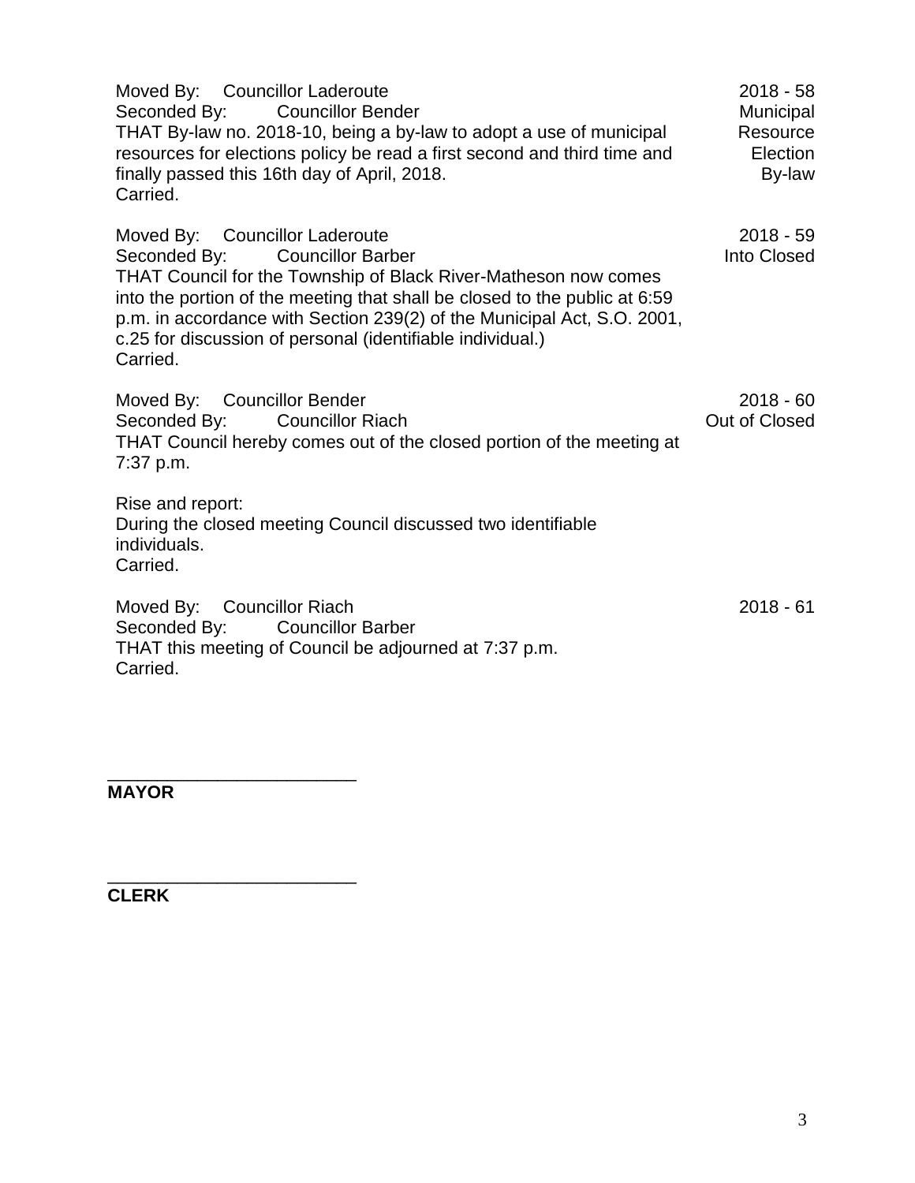Moved By: Councillor Laderoute
Seconded By: Councillor Bender
THAT By-law no. 2018-10, being a by-law to adopt a use of municipal resources for elections policy be read a first second and third time and finally passed this 16th day of April, 2018.
Carried.

2018 - 58
Municipal Resource Election By-law

Moved By: Councillor Laderoute
Seconded By: Councillor Barber
THAT Council for the Township of Black River-Matheson now comes into the portion of the meeting that shall be closed to the public at 6:59 p.m. in accordance with Section 239(2) of the Municipal Act, S.O. 2001, c.25 for discussion of personal (identifiable individual.)
Carried.

2018 - 59
Into Closed

Moved By: Councillor Bender
Seconded By: Councillor Riach
THAT Council hereby comes out of the closed portion of the meeting at 7:37 p.m.

2018 - 60
Out of Closed

Rise and report:
During the closed meeting Council discussed two identifiable individuals.
Carried.

Moved By: Councillor Riach
Seconded By: Councillor Barber
THAT this meeting of Council be adjourned at 7:37 p.m.
Carried.

2018 - 61

\_\_\_\_\_\_\_\_\_\_\_\_\_\_\_\_\_\_\_\_\_\_\_\_\_
**MAYOR**

\_\_\_\_\_\_\_\_\_\_\_\_\_\_\_\_\_\_\_\_\_\_\_\_\_
**CLERK**